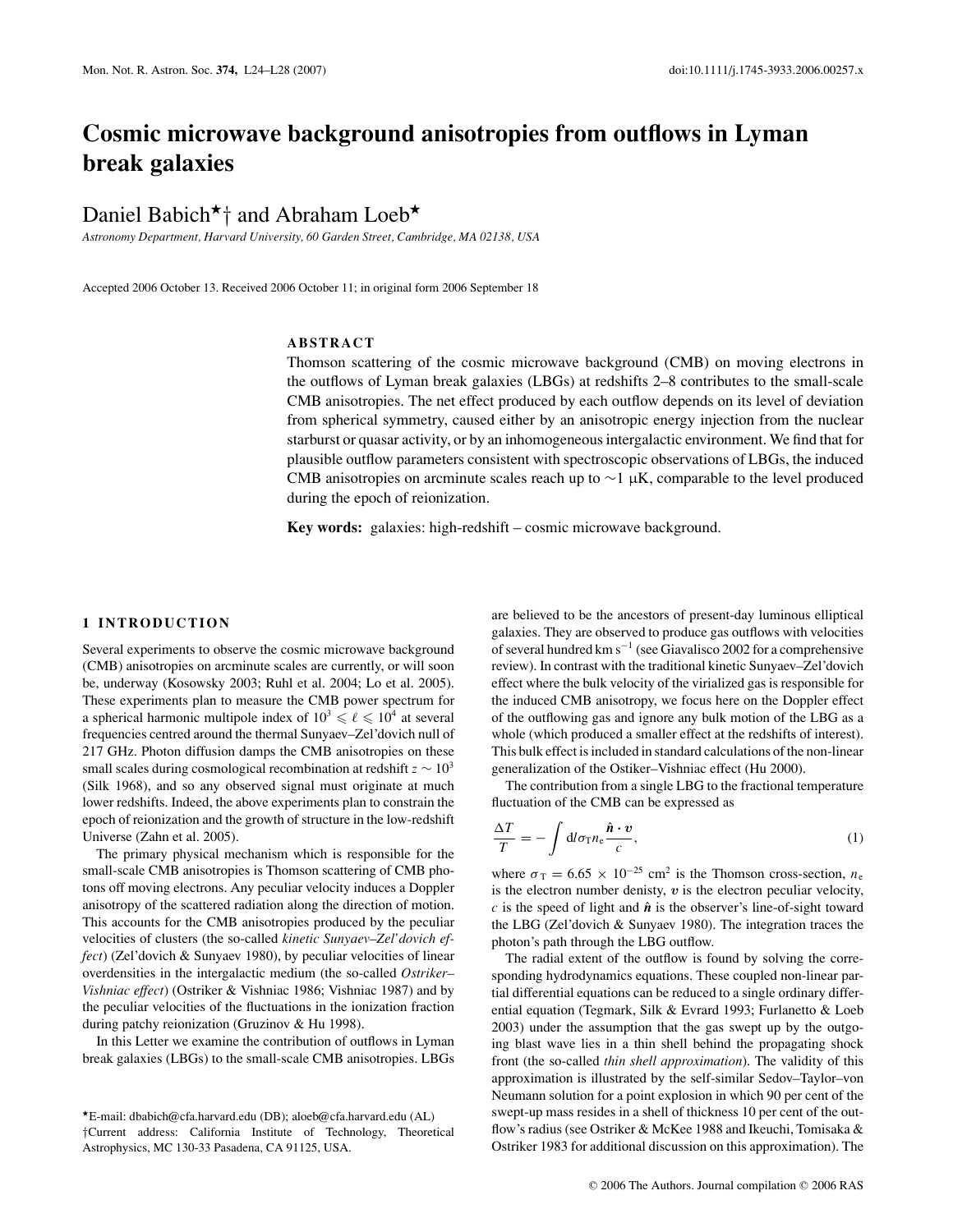# Cosmic microwave background anisotropies from outflows in Lyman break galaxies

Daniel Babich[⋆†] and Abraham Loeb[⋆]

*Astronomy Department, Harvard University, 60 Garden Street, Cambridge, MA 02138, USA*

Accepted 2006 October 13. Received 2006 October 11; in original form 2006 September 18

## ABSTRACT

Thomson scattering of the cosmic microwave background (CMB) on moving electrons in the outflows of Lyman break galaxies (LBGs) at redshifts 2–8 contributes to the small-scale CMB anisotropies. The net effect produced by each outflow depends on its level of deviation from spherical symmetry, caused either by an anisotropic energy injection from the nuclear starburst or quasar activity, or by an inhomogeneous intergalactic environment. We find that for plausible outflow parameters consistent with spectroscopic observations of LBGs, the induced CMB anisotropies on arcminute scales reach up to $\sim 1$ μK, comparable to the level produced during the epoch of reionization.

**Key words:** galaxies: high-redshift – cosmic microwave background.

## 1 INTRODUCTION

Several experiments to observe the cosmic microwave background (CMB) anisotropies on arcminute scales are currently, or will soon be, underway (Kosowsky 2003; Ruhl et al. 2004; Lo et al. 2005). These experiments plan to measure the CMB power spectrum for a spherical harmonic multipole index of $10^3 \leqslant \ell \leqslant 10^4$ at several frequencies centred around the thermal Sunyaev–Zel'dovich null of 217 GHz. Photon diffusion damps the CMB anisotropies on these small scales during cosmological recombination at redshift $z \sim 10^3$ (Silk 1968), and so any observed signal must originate at much lower redshifts. Indeed, the above experiments plan to constrain the epoch of reionization and the growth of structure in the low-redshift Universe (Zahn et al. 2005).

The primary physical mechanism which is responsible for the small-scale CMB anisotropies is Thomson scattering of CMB photons off moving electrons. Any peculiar velocity induces a Doppler anisotropy of the scattered radiation along the direction of motion. This accounts for the CMB anisotropies produced by the peculiar velocities of clusters (the so-called *kinetic Sunyaev–Zel'dovich effect*) (Zel'dovich & Sunyaev 1980), by peculiar velocities of linear overdensities in the intergalactic medium (the so-called *Ostriker–Vishniac effect*) (Ostriker & Vishniac 1986; Vishniac 1987) and by the peculiar velocities of the fluctuations in the ionization fraction during patchy reionization (Gruzinov & Hu 1998).

In this Letter we examine the contribution of outflows in Lyman break galaxies (LBGs) to the small-scale CMB anisotropies. LBGs are believed to be the ancestors of present-day luminous elliptical galaxies. They are observed to produce gas outflows with velocities of several hundred km s$^{-1}$ (see Giavalisco 2002 for a comprehensive review). In contrast with the traditional kinetic Sunyaev–Zel'dovich effect where the bulk velocity of the virialized gas is responsible for the induced CMB anisotropy, we focus here on the Doppler effect of the outflowing gas and ignore any bulk motion of the LBG as a whole (which produced a smaller effect at the redshifts of interest). This bulk effect is included in standard calculations of the non-linear generalization of the Ostiker–Vishniac effect (Hu 2000).

The contribution from a single LBG to the fractional temperature fluctuation of the CMB can be expressed as

$$\frac{\Delta T}{T} = -\int \mathrm{d}l \sigma_{\mathrm{T}} n_{\mathrm{e}} \frac{\hat{\boldsymbol{n}} \cdot \boldsymbol{v}}{c}, \tag{1}$$

where $\sigma_{\mathrm{T}} = 6.65 \times 10^{-25}$ cm$^2$ is the Thomson cross-section, $n_{\mathrm{e}}$ is the electron number denisty, $\boldsymbol{v}$ is the electron peculiar velocity, $c$ is the speed of light and $\hat{\boldsymbol{n}}$ is the observer's line-of-sight toward the LBG (Zel'dovich & Sunyaev 1980). The integration traces the photon's path through the LBG outflow.

The radial extent of the outflow is found by solving the corresponding hydrodynamics equations. These coupled non-linear partial differential equations can be reduced to a single ordinary differential equation (Tegmark, Silk & Evrard 1993; Furlanetto & Loeb 2003) under the assumption that the gas swept up by the outgoing blast wave lies in a thin shell behind the propagating shock front (the so-called *thin shell approximation*). The validity of this approximation is illustrated by the self-similar Sedov–Taylor–von Neumann solution for a point explosion in which 90 per cent of the swept-up mass resides in a shell of thickness 10 per cent of the outflow's radius (see Ostriker & McKee 1988 and Ikeuchi, Tomisaka & Ostriker 1983 for additional discussion on this approximation). The

[⋆]E-mail: dbabich@cfa.harvard.edu (DB); aloeb@cfa.harvard.edu (AL)
[†]Current address: California Institute of Technology, Theoretical Astrophysics, MC 130-33 Pasadena, CA 91125, USA.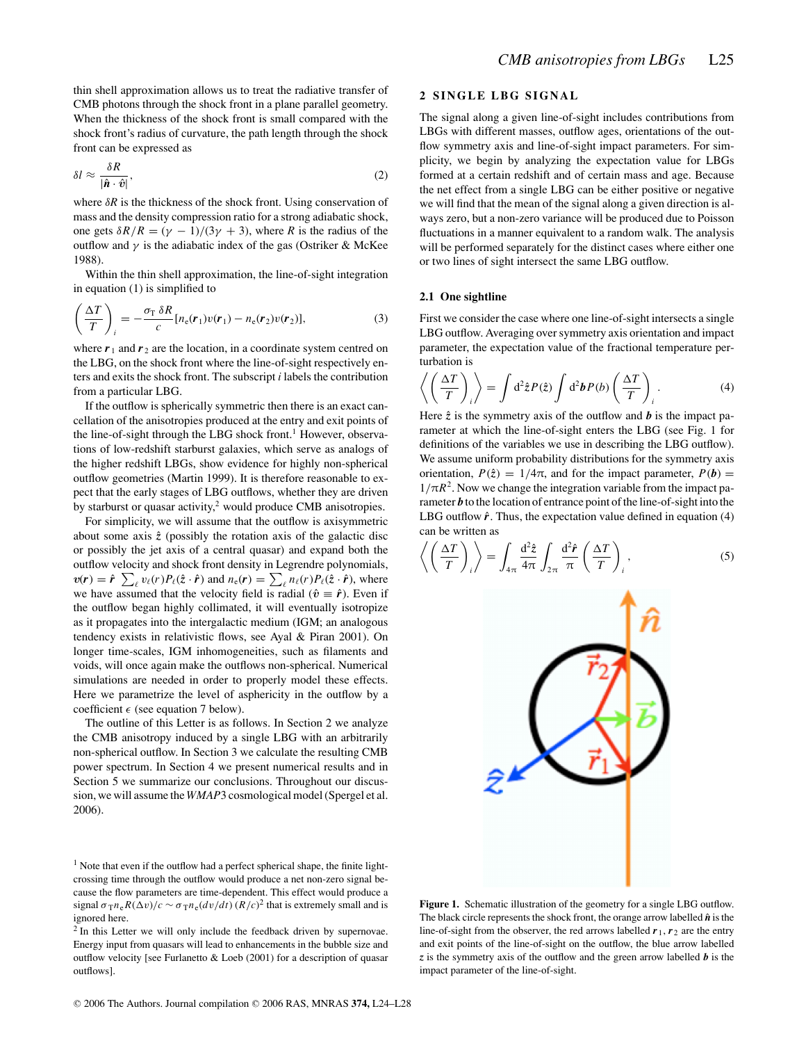thin shell approximation allows us to treat the radiative transfer of CMB photons through the shock front in a plane parallel geometry. When the thickness of the shock front is small compared with the shock front's radius of curvature, the path length through the shock front can be expressed as

$$\delta l \approx \frac{\delta R}{|\hat{\boldsymbol{n}} \cdot \hat{\boldsymbol{v}}|}, \tag{2}$$

where $\delta R$ is the thickness of the shock front. Using conservation of mass and the density compression ratio for a strong adiabatic shock, one gets $\delta R/R = (\gamma - 1)/(3\gamma + 3)$, where $R$ is the radius of the outflow and $\gamma$ is the adiabatic index of the gas (Ostriker & McKee 1988).

Within the thin shell approximation, the line-of-sight integration in equation (1) is simplified to

$$\left(\frac{\Delta T}{T}\right)_i = -\frac{\sigma_{\mathrm{T}}\,\delta R}{c}[n_{\mathrm{e}}(\boldsymbol{r}_1)v(\boldsymbol{r}_1) - n_{\mathrm{e}}(\boldsymbol{r}_2)v(\boldsymbol{r}_2)], \tag{3}$$

where $\boldsymbol{r}_1$ and $\boldsymbol{r}_2$ are the location, in a coordinate system centred on the LBG, on the shock front where the line-of-sight respectively enters and exits the shock front. The subscript $i$ labels the contribution from a particular LBG.

If the outflow is spherically symmetric then there is an exact cancellation of the anisotropies produced at the entry and exit points of the line-of-sight through the LBG shock front.[1] However, observations of low-redshift starburst galaxies, which serve as analogs of the higher redshift LBGs, show evidence for highly non-spherical outflow geometries (Martin 1999). It is therefore reasonable to expect that the early stages of LBG outflows, whether they are driven by starburst or quasar activity,[2] would produce CMB anisotropies.

For simplicity, we will assume that the outflow is axisymmetric about some axis $\hat{z}$ (possibly the rotation axis of the galactic disc or possibly the jet axis of a central quasar) and expand both the outflow velocity and shock front density in Legrendre polynomials, $\boldsymbol{v}(\boldsymbol{r}) = \hat{\boldsymbol{r}} \sum_\ell v_\ell(r) P_\ell(\hat{\boldsymbol{z}} \cdot \hat{\boldsymbol{r}})$ and $n_{\mathrm{e}}(\boldsymbol{r}) = \sum_\ell n_\ell(r) P_\ell(\hat{\boldsymbol{z}} \cdot \hat{\boldsymbol{r}})$, where we have assumed that the velocity field is radial ($\hat{\boldsymbol{v}} \equiv \hat{\boldsymbol{r}}$). Even if the outflow began highly collimated, it will eventually isotropize as it propagates into the intergalactic medium (IGM; an analogous tendency exists in relativistic flows, see Ayal & Piran 2001). On longer time-scales, IGM inhomogeneities, such as filaments and voids, will once again make the outflows non-spherical. Numerical simulations are needed in order to properly model these effects. Here we parametrize the level of asphericity in the outflow by a coefficient $\epsilon$ (see equation 7 below).

The outline of this Letter is as follows. In Section 2 we analyze the CMB anisotropy induced by a single LBG with an arbitrarily non-spherical outflow. In Section 3 we calculate the resulting CMB power spectrum. In Section 4 we present numerical results and in Section 5 we summarize our conclusions. Throughout our discussion, we will assume the *WMAP*3 cosmological model (Spergel et al. 2006).

[1] Note that even if the outflow had a perfect spherical shape, the finite light-crossing time through the outflow would produce a net non-zero signal because the flow parameters are time-dependent. This effect would produce a signal $\sigma_{\mathrm{T}} n_{\mathrm{e}} R(\Delta v)/c \sim \sigma_{\mathrm{T}} n_{\mathrm{e}} (dv/dt)\,(R/c)^2$ that is extremely small and is ignored here.

[2] In this Letter we will only include the feedback driven by supernovae. Energy input from quasars will lead to enhancements in the bubble size and outflow velocity [see Furlanetto & Loeb (2001) for a description of quasar outflows].

## 2 SINGLE LBG SIGNAL

The signal along a given line-of-sight includes contributions from LBGs with different masses, outflow ages, orientations of the outflow symmetry axis and line-of-sight impact parameters. For simplicity, we begin by analyzing the expectation value for LBGs formed at a certain redshift and of certain mass and age. Because the net effect from a single LBG can be either positive or negative we will find that the mean of the signal along a given direction is always zero, but a non-zero variance will be produced due to Poisson fluctuations in a manner equivalent to a random walk. The analysis will be performed separately for the distinct cases where either one or two lines of sight intersect the same LBG outflow.

### 2.1 One sightline

First we consider the case where one line-of-sight intersects a single LBG outflow. Averaging over symmetry axis orientation and impact parameter, the expectation value of the fractional temperature perturbation is

$$\left\langle \left(\frac{\Delta T}{T}\right)_i \right\rangle = \int \mathrm{d}^2\hat{z}\, P(\hat{z}) \int \mathrm{d}^2\boldsymbol{b}\, P(b) \left(\frac{\Delta T}{T}\right)_i. \tag{4}$$

Here $\hat{z}$ is the symmetry axis of the outflow and $\boldsymbol{b}$ is the impact parameter at which the line-of-sight enters the LBG (see Fig. 1 for definitions of the variables we use in describing the LBG outflow). We assume uniform probability distributions for the symmetry axis orientation, $P(\hat{z}) = 1/4\pi$, and for the impact parameter, $P(\boldsymbol{b}) = 1/\pi R^2$. Now we change the integration variable from the impact parameter $\boldsymbol{b}$ to the location of entrance point of the line-of-sight into the LBG outflow $\hat{\boldsymbol{r}}$. Thus, the expectation value defined in equation (4) can be written as

$$\left\langle \left(\frac{\Delta T}{T}\right)_i \right\rangle = \int_{4\pi} \frac{\mathrm{d}^2\hat{z}}{4\pi} \int_{2\pi} \frac{\mathrm{d}^2\hat{\boldsymbol{r}}}{\pi} \left(\frac{\Delta T}{T}\right)_i, \tag{5}$$

**Figure 1.** Schematic illustration of the geometry for a single LBG outflow. The black circle represents the shock front, the orange arrow labelled $\hat{\boldsymbol{n}}$ is the line-of-sight from the observer, the red arrows labelled $\boldsymbol{r}_1, \boldsymbol{r}_2$ are the entry and exit points of the line-of-sight on the outflow, the blue arrow labelled $\boldsymbol{z}$ is the symmetry axis of the outflow and the green arrow labelled $\boldsymbol{b}$ is the impact parameter of the line-of-sight.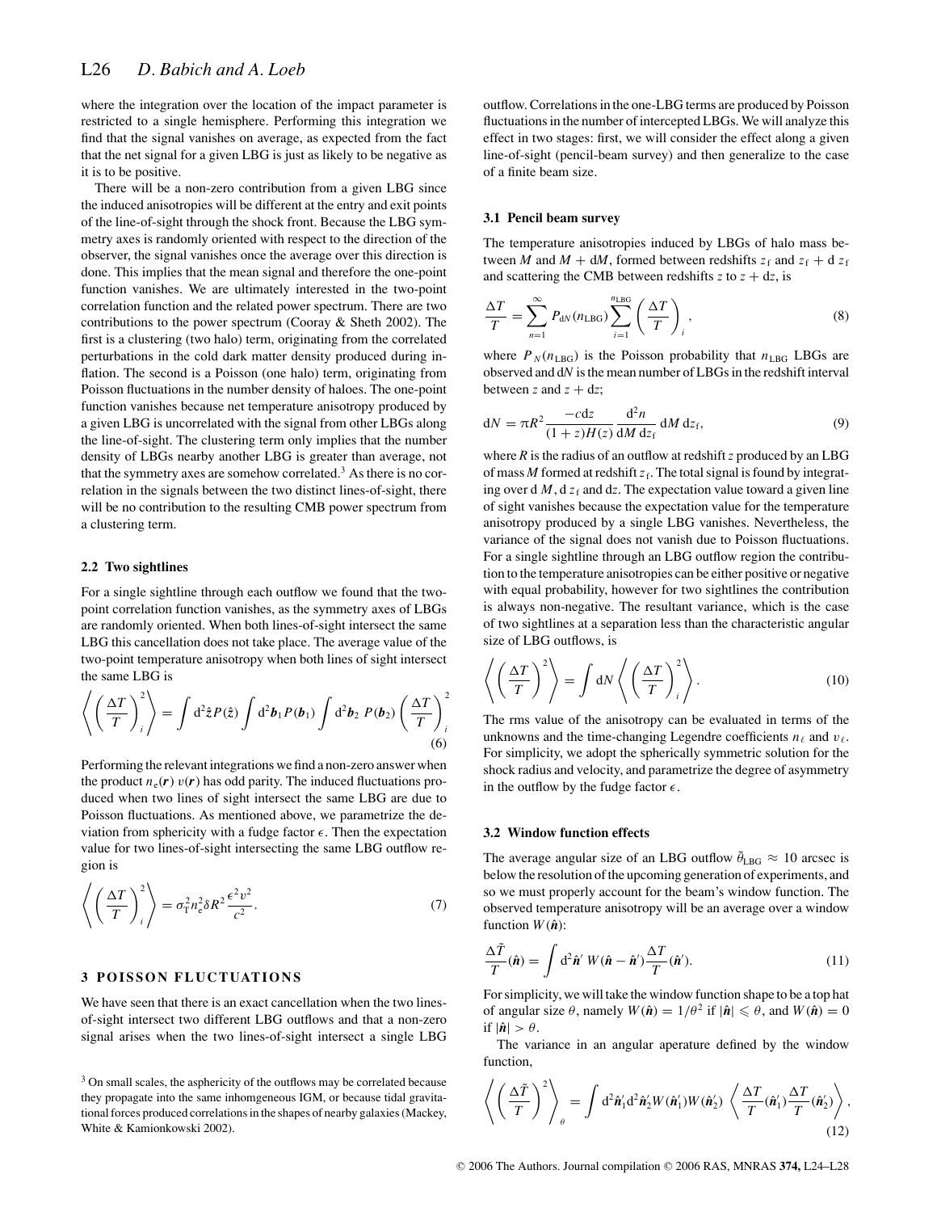where the integration over the location of the impact parameter is restricted to a single hemisphere. Performing this integration we find that the signal vanishes on average, as expected from the fact that the net signal for a given LBG is just as likely to be negative as it is to be positive.

There will be a non-zero contribution from a given LBG since the induced anisotropies will be different at the entry and exit points of the line-of-sight through the shock front. Because the LBG symmetry axes is randomly oriented with respect to the direction of the observer, the signal vanishes once the average over this direction is done. This implies that the mean signal and therefore the one-point function vanishes. We are ultimately interested in the two-point correlation function and the related power spectrum. There are two contributions to the power spectrum (Cooray & Sheth 2002). The first is a clustering (two halo) term, originating from the correlated perturbations in the cold dark matter density produced during inflation. The second is a Poisson (one halo) term, originating from Poisson fluctuations in the number density of haloes. The one-point function vanishes because net temperature anisotropy produced by a given LBG is uncorrelated with the signal from other LBGs along the line-of-sight. The clustering term only implies that the number density of LBGs nearby another LBG is greater than average, not that the symmetry axes are somehow correlated.[3] As there is no correlation in the signals between the two distinct lines-of-sight, there will be no contribution to the resulting CMB power spectrum from a clustering term.

### 2.2 Two sightlines

For a single sightline through each outflow we found that the two-point correlation function vanishes, as the symmetry axes of LBGs are randomly oriented. When both lines-of-sight intersect the same LBG this cancellation does not take place. The average value of the two-point temperature anisotropy when both lines of sight intersect the same LBG is

$$\left\langle \left(\frac{\Delta T}{T}\right)_i^2 \right\rangle = \int \mathrm{d}^2\hat{\boldsymbol{z}} P(\hat{\boldsymbol{z}}) \int \mathrm{d}^2\boldsymbol{b}_1 P(\boldsymbol{b}_1) \int \mathrm{d}^2\boldsymbol{b}_2 \, P(\boldsymbol{b}_2) \left(\frac{\Delta T}{T}\right)_i^2 \tag{6}$$

Performing the relevant integrations we find a non-zero answer when the product $n_\mathrm{e}(\boldsymbol{r})\, v(\boldsymbol{r})$ has odd parity. The induced fluctuations produced when two lines of sight intersect the same LBG are due to Poisson fluctuations. As mentioned above, we parametrize the deviation from sphericity with a fudge factor $\epsilon$. Then the expectation value for two lines-of-sight intersecting the same LBG outflow region is

$$\left\langle \left(\frac{\Delta T}{T}\right)_i^2 \right\rangle = \sigma_\mathrm{T}^2 n_\mathrm{e}^2 \delta R^2 \frac{\epsilon^2 v^2}{c^2}. \tag{7}$$

## 3 POISSON FLUCTUATIONS

We have seen that there is an exact cancellation when the two lines-of-sight intersect two different LBG outflows and that a non-zero signal arises when the two lines-of-sight intersect a single LBG outflow. Correlations in the one-LBG terms are produced by Poisson fluctuations in the number of intercepted LBGs. We will analyze this effect in two stages: first, we will consider the effect along a given line-of-sight (pencil-beam survey) and then generalize to the case of a finite beam size.

### 3.1 Pencil beam survey

The temperature anisotropies induced by LBGs of halo mass between $M$ and $M + \mathrm{d}M$, formed between redshifts $z_\mathrm{f}$ and $z_\mathrm{f} + \mathrm{d}\, z_\mathrm{f}$ and scattering the CMB between redshifts $z$ to $z + \mathrm{d}z$, is

$$\frac{\Delta T}{T} = \sum_{n=1}^{\infty} P_{\mathrm{d}N}(n_\mathrm{LBG}) \sum_{i=1}^{n_\mathrm{LBG}} \left(\frac{\Delta T}{T}\right)_i, \tag{8}$$

where $P_N(n_\mathrm{LBG})$ is the Poisson probability that $n_\mathrm{LBG}$ LBGs are observed and d$N$ is the mean number of LBGs in the redshift interval between $z$ and $z + \mathrm{d}z$;

$$\mathrm{d}N = \pi R^2 \frac{-c\mathrm{d}z}{(1+z)H(z)} \frac{\mathrm{d}^2 n}{\mathrm{d}M\, \mathrm{d}z_\mathrm{f}}\, \mathrm{d}M\, \mathrm{d}z_\mathrm{f}, \tag{9}$$

where $R$ is the radius of an outflow at redshift $z$ produced by an LBG of mass $M$ formed at redshift $z_\mathrm{f}$. The total signal is found by integrating over d $M$, d $z_\mathrm{f}$ and d$z$. The expectation value toward a given line of sight vanishes because the expectation value for the temperature anisotropy produced by a single LBG vanishes. Nevertheless, the variance of the signal does not vanish due to Poisson fluctuations. For a single sightline through an LBG outflow region the contribution to the temperature anisotropies can be either positive or negative with equal probability, however for two sightlines the contribution is always non-negative. The resultant variance, which is the case of two sightlines at a separation less than the characteristic angular size of LBG outflows, is

$$\left\langle \left(\frac{\Delta T}{T}\right)^2 \right\rangle = \int \mathrm{d}N \left\langle \left(\frac{\Delta T}{T}\right)_i^2 \right\rangle. \tag{10}$$

The rms value of the anisotropy can be evaluated in terms of the unknowns and the time-changing Legendre coefficients $n_\ell$ and $v_\ell$. For simplicity, we adopt the spherically symmetric solution for the shock radius and velocity, and parametrize the degree of asymmetry in the outflow by the fudge factor $\epsilon$.

### 3.2 Window function effects

The average angular size of an LBG outflow $\bar{\theta}_\mathrm{LBG} \approx 10$ arcsec is below the resolution of the upcoming generation of experiments, and so we must properly account for the beam's window function. The observed temperature anisotropy will be an average over a window function $W(\hat{\boldsymbol{n}})$:

$$\frac{\Delta \tilde{T}}{T}(\hat{\boldsymbol{n}}) = \int \mathrm{d}^2\hat{\boldsymbol{n}}'\, W(\hat{\boldsymbol{n}} - \hat{\boldsymbol{n}}') \frac{\Delta T}{T}(\hat{\boldsymbol{n}}'). \tag{11}$$

For simplicity, we will take the window function shape to be a top hat of angular size $\theta$, namely $W(\hat{\boldsymbol{n}}) = 1/\theta^2$ if $|\hat{\boldsymbol{n}}| \leqslant \theta$, and $W(\hat{\boldsymbol{n}}) = 0$ if $|\hat{\boldsymbol{n}}| > \theta$.

The variance in an angular aperature defined by the window function,

$$\left\langle \left(\frac{\Delta \tilde{T}}{T}\right)^2 \right\rangle_\theta = \int \mathrm{d}^2\hat{\boldsymbol{n}}_1' \mathrm{d}^2\hat{\boldsymbol{n}}_2' W(\hat{\boldsymbol{n}}_1') W(\hat{\boldsymbol{n}}_2') \left\langle \frac{\Delta T}{T}(\hat{\boldsymbol{n}}_1') \frac{\Delta T}{T}(\hat{\boldsymbol{n}}_2') \right\rangle, \tag{12}$$

[3] On small scales, the asphericity of the outflows may be correlated because they propagate into the same inhomgeneous IGM, or because tidal gravitational forces produced correlations in the shapes of nearby galaxies (Mackey, White & Kamionkowski 2002).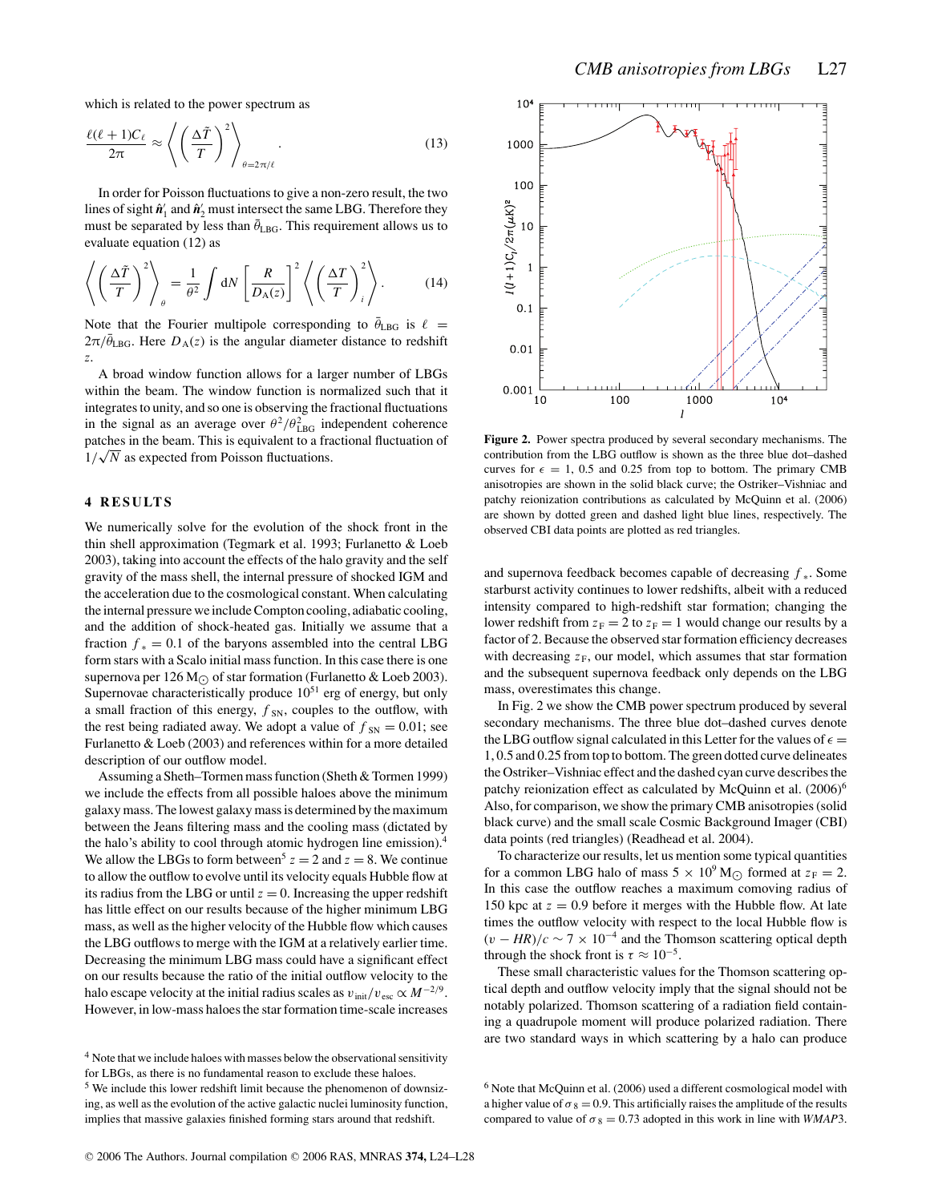which is related to the power spectrum as

$$\frac{\ell(\ell+1)C_\ell}{2\pi} \approx \left\langle \left( \frac{\Delta \tilde{T}}{T} \right)^2 \right\rangle_{\theta=2\pi/\ell}. \quad (13)$$

In order for Poisson fluctuations to give a non-zero result, the two lines of sight $\hat{\boldsymbol{n}}_1'$ and $\hat{\boldsymbol{n}}_2'$ must intersect the same LBG. Therefore they must be separated by less than $\bar{\theta}_{\rm LBG}$. This requirement allows us to evaluate equation (12) as

$$\left\langle \left( \frac{\Delta \tilde{T}}{T} \right)^2 \right\rangle_\theta = \frac{1}{\theta^2} \int {\rm d}N \left[ \frac{R}{D_{\rm A}(z)} \right]^2 \left\langle \left( \frac{\Delta T}{T} \right)_i^2 \right\rangle. \quad (14)$$

Note that the Fourier multipole corresponding to $\bar{\theta}_{\rm LBG}$ is $\ell = 2\pi/\bar{\theta}_{\rm LBG}$. Here $D_{\rm A}(z)$ is the angular diameter distance to redshift $z$.

A broad window function allows for a larger number of LBGs within the beam. The window function is normalized such that it integrates to unity, and so one is observing the fractional fluctuations in the signal as an average over $\theta^2/\theta^2_{\rm LBG}$ independent coherence patches in the beam. This is equivalent to a fractional fluctuation of $1/\sqrt{N}$ as expected from Poisson fluctuations.

## 4 RESULTS

We numerically solve for the evolution of the shock front in the thin shell approximation (Tegmark et al. 1993; Furlanetto & Loeb 2003), taking into account the effects of the halo gravity and the self gravity of the mass shell, the internal pressure of shocked IGM and the acceleration due to the cosmological constant. When calculating the internal pressure we include Compton cooling, adiabatic cooling, and the addition of shock-heated gas. Initially we assume that a fraction $f_* = 0.1$ of the baryons assembled into the central LBG form stars with a Scalo initial mass function. In this case there is one supernova per 126 $\mathrm{M}_\odot$ of star formation (Furlanetto & Loeb 2003). Supernovae characteristically produce $10^{51}$ erg of energy, but only a small fraction of this energy, $f_{\rm SN}$, couples to the outflow, with the rest being radiated away. We adopt a value of $f_{\rm SN} = 0.01$; see Furlanetto & Loeb (2003) and references within for a more detailed description of our outflow model.

Assuming a Sheth–Tormen mass function (Sheth & Tormen 1999) we include the effects from all possible haloes above the minimum galaxy mass. The lowest galaxy mass is determined by the maximum between the Jeans filtering mass and the cooling mass (dictated by the halo's ability to cool through atomic hydrogen line emission).[4] We allow the LBGs to form between[5] $z = 2$ and $z = 8$. We continue to allow the outflow to evolve until its velocity equals Hubble flow at its radius from the LBG or until $z = 0$. Increasing the upper redshift has little effect on our results because of the higher minimum LBG mass, as well as the higher velocity of the Hubble flow which causes the LBG outflows to merge with the IGM at a relatively earlier time. Decreasing the minimum LBG mass could have a significant effect on our results because the ratio of the initial outflow velocity to the halo escape velocity at the initial radius scales as $v_{\rm init}/v_{\rm esc} \propto M^{-2/9}$. However, in low-mass haloes the star formation time-scale increases and supernova feedback becomes capable of decreasing $f_*$. Some starburst activity continues to lower redshifts, albeit with a reduced intensity compared to high-redshift star formation; changing the lower redshift from $z_{\rm F} = 2$ to $z_{\rm F} = 1$ would change our results by a factor of 2. Because the observed star formation efficiency decreases with decreasing $z_{\rm F}$, our model, which assumes that star formation and the subsequent supernova feedback only depends on the LBG mass, overestimates this change.

Figure 2. Power spectra produced by several secondary mechanisms. The contribution from the LBG outflow is shown as the three blue dot–dashed curves for $\epsilon = 1$, 0.5 and 0.25 from top to bottom. The primary CMB anisotropies are shown in the solid black curve; the Ostriker–Vishniac and patchy reionization contributions as calculated by McQuinn et al. (2006) are shown by dotted green and dashed light blue lines, respectively. The observed CBI data points are plotted as red triangles.

In Fig. 2 we show the CMB power spectrum produced by several secondary mechanisms. The three blue dot–dashed curves denote the LBG outflow signal calculated in this Letter for the values of $\epsilon = 1$, 0.5 and 0.25 from top to bottom. The green dotted curve delineates the Ostriker–Vishniac effect and the dashed cyan curve describes the patchy reionization effect as calculated by McQuinn et al. (2006)[6] Also, for comparison, we show the primary CMB anisotropies (solid black curve) and the small scale Cosmic Background Imager (CBI) data points (red triangles) (Readhead et al. 2004).

To characterize our results, let us mention some typical quantities for a common LBG halo of mass $5 \times 10^9\ \mathrm{M}_\odot$ formed at $z_{\rm F} = 2$. In this case the outflow reaches a maximum comoving radius of 150 kpc at $z = 0.9$ before it merges with the Hubble flow. At late times the outflow velocity with respect to the local Hubble flow is $(v - HR)/c \sim 7 \times 10^{-4}$ and the Thomson scattering optical depth through the shock front is $\tau \approx 10^{-5}$.

These small characteristic values for the Thomson scattering optical depth and outflow velocity imply that the signal should not be notably polarized. Thomson scattering of a radiation field containing a quadrupole moment will produce polarized radiation. There are two standard ways in which scattering by a halo can produce

[4] Note that we include haloes with masses below the observational sensitivity for LBGs, as there is no fundamental reason to exclude these haloes.

[5] We include this lower redshift limit because the phenomenon of downsizing, as well as the evolution of the active galactic nuclei luminosity function, implies that massive galaxies finished forming stars around that redshift.

[6] Note that McQuinn et al. (2006) used a different cosmological model with a higher value of $\sigma_8 = 0.9$. This artificially raises the amplitude of the results compared to value of $\sigma_8 = 0.73$ adopted in this work in line with *WMAP*3.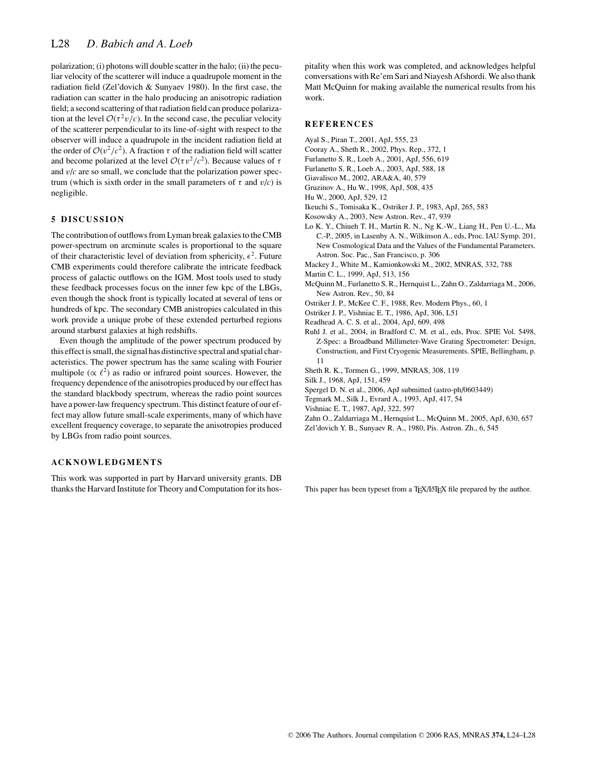polarization; (i) photons will double scatter in the halo; (ii) the peculiar velocity of the scatterer will induce a quadrupole moment in the radiation field (Zel'dovich & Sunyaev 1980). In the first case, the radiation can scatter in the halo producing an anisotropic radiation field; a second scattering of that radiation field can produce polarization at the level $\mathcal{O}(\tau^2 v/c)$. In the second case, the peculiar velocity of the scatterer perpendicular to its line-of-sight with respect to the observer will induce a quadrupole in the incident radiation field at the order of $\mathcal{O}(v^2/c^2)$. A fraction $\tau$ of the radiation field will scatter and become polarized at the level $\mathcal{O}(\tau v^2/c^2)$. Because values of $\tau$ and $v/c$ are so small, we conclude that the polarization power spectrum (which is sixth order in the small parameters of $\tau$ and $v/c$) is negligible.

## 5 DISCUSSION

The contribution of outflows from Lyman break galaxies to the CMB power-spectrum on arcminute scales is proportional to the square of their characteristic level of deviation from sphericity, $\epsilon^2$. Future CMB experiments could therefore calibrate the intricate feedback process of galactic outflows on the IGM. Most tools used to study these feedback processes focus on the inner few kpc of the LBGs, even though the shock front is typically located at several of tens or hundreds of kpc. The secondary CMB anistropies calculated in this work provide a unique probe of these extended perturbed regions around starburst galaxies at high redshifts.

Even though the amplitude of the power spectrum produced by this effect is small, the signal has distinctive spectral and spatial characteristics. The power spectrum has the same scaling with Fourier multipole ($\propto \ell^2$) as radio or infrared point sources. However, the frequency dependence of the anisotropies produced by our effect has the standard blackbody spectrum, whereas the radio point sources have a power-law frequency spectrum. This distinct feature of our effect may allow future small-scale experiments, many of which have excellent frequency coverage, to separate the anisotropies produced by LBGs from radio point sources.

## ACKNOWLEDGMENTS

This work was supported in part by Harvard university grants. DB thanks the Harvard Institute for Theory and Computation for its hospitality when this work was completed, and acknowledges helpful conversations with Re'em Sari and Niayesh Afshordi. We also thank Matt McQuinn for making available the numerical results from his work.

## REFERENCES

Ayal S., Piran T., 2001, ApJ, 555, 23

Cooray A., Sheth R., 2002, Phys. Rep., 372, 1

Furlanetto S. R., Loeb A., 2001, ApJ, 556, 619

Furlanetto S. R., Loeb A., 2003, ApJ, 588, 18

Giavalisco M., 2002, ARA&A, 40, 579

Gruzinov A., Hu W., 1998, ApJ, 508, 435

Hu W., 2000, ApJ, 529, 12

Ikeuchi S., Tomisaka K., Ostriker J. P., 1983, ApJ, 265, 583

Kosowsky A., 2003, New Astron. Rev., 47, 939

Lo K. Y., Chiueh T. H., Martin R. N., Ng K.-W., Liang H., Pen U.-L., Ma C.-P., 2005, in Lasenby A. N., Wilkinson A., eds, Proc. IAU Symp. 201, New Cosmological Data and the Values of the Fundamental Parameters. Astron. Soc. Pac., San Francisco, p. 306

Mackey J., White M., Kamionkowski M., 2002, MNRAS, 332, 788

Martin C. L., 1999, ApJ, 513, 156

McQuinn M., Furlanetto S. R., Hernquist L., Zahn O., Zaldarriaga M., 2006, New Astron. Rev., 50, 84

Ostriker J. P., McKee C. F., 1988, Rev. Modern Phys., 60, 1

Ostriker J. P., Vishniac E. T., 1986, ApJ, 306, L51

Readhead A. C. S. et al., 2004, ApJ, 609, 498

Ruhl J. et al., 2004, in Bradford C. M. et al., eds, Proc. SPIE Vol. 5498, Z-Spec: a Broadband Millimeter-Wave Grating Spectrometer: Design, Construction, and First Cryogenic Measurements. SPIE, Bellingham, p. 11

Sheth R. K., Tormen G., 1999, MNRAS, 308, 119

Silk J., 1968, ApJ, 151, 459

Spergel D. N. et al., 2006, ApJ submitted (astro-ph/0603449)

Tegmark M., Silk J., Evrard A., 1993, ApJ, 417, 54

Vishniac E. T., 1987, ApJ, 322, 597

Zahn O., Zaldarriaga M., Hernquist L., McQuinn M., 2005, ApJ, 630, 657

Zel'dovich Y. B., Sunyaev R. A., 1980, Pis. Astron. Zh., 6, 545

This paper has been typeset from a TEX/LATEX file prepared by the author.